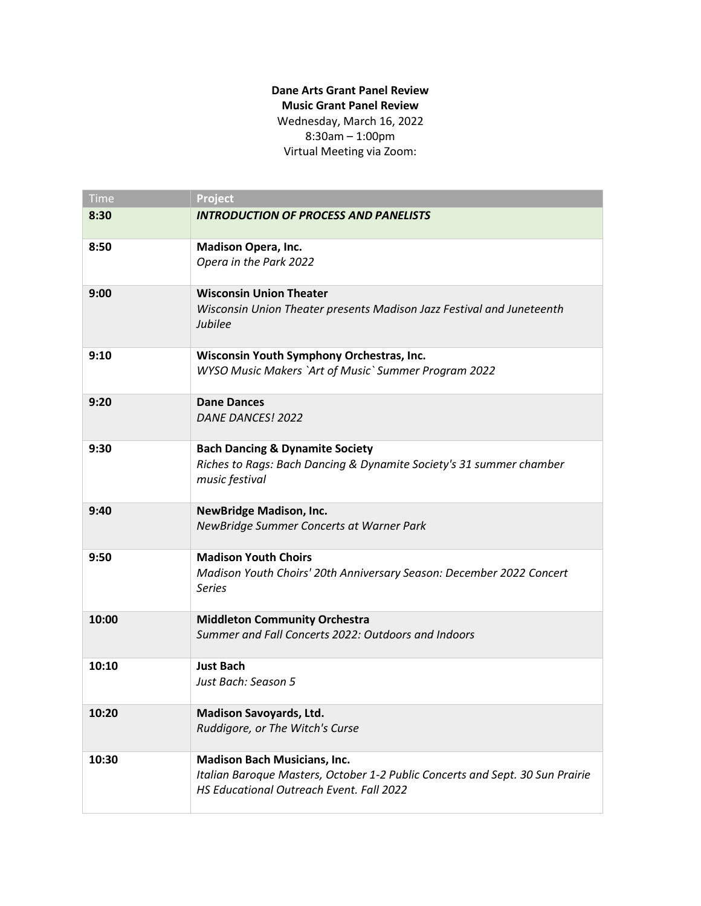**Dane Arts Grant Panel Review**
**Music Grant Panel Review**
Wednesday, March 16, 2022
8:30am – 1:00pm
Virtual Meeting via Zoom:

| Time | Project |
| --- | --- |
| **8:30** | ***INTRODUCTION OF PROCESS AND PANELISTS*** |
| **8:50** | **Madison Opera, Inc.**<br>*Opera in the Park 2022* |
| **9:00** | **Wisconsin Union Theater**<br>*Wisconsin Union Theater presents Madison Jazz Festival and Juneteenth Jubilee* |
| **9:10** | **Wisconsin Youth Symphony Orchestras, Inc.**<br>*WYSO Music Makers `Art of Music` Summer Program 2022* |
| **9:20** | **Dane Dances**<br>*DANE DANCES! 2022* |
| **9:30** | **Bach Dancing & Dynamite Society**<br>*Riches to Rags: Bach Dancing & Dynamite Society's 31 summer chamber music festival* |
| **9:40** | **NewBridge Madison, Inc.**<br>*NewBridge Summer Concerts at Warner Park* |
| **9:50** | **Madison Youth Choirs**<br>*Madison Youth Choirs' 20th Anniversary Season: December 2022 Concert Series* |
| **10:00** | **Middleton Community Orchestra**<br>*Summer and Fall Concerts 2022: Outdoors and Indoors* |
| **10:10** | **Just Bach**<br>*Just Bach: Season 5* |
| **10:20** | **Madison Savoyards, Ltd.**<br>*Ruddigore, or The Witch's Curse* |
| **10:30** | **Madison Bach Musicians, Inc.**<br>*Italian Baroque Masters, October 1-2 Public Concerts and Sept. 30 Sun Prairie HS Educational Outreach Event. Fall 2022* |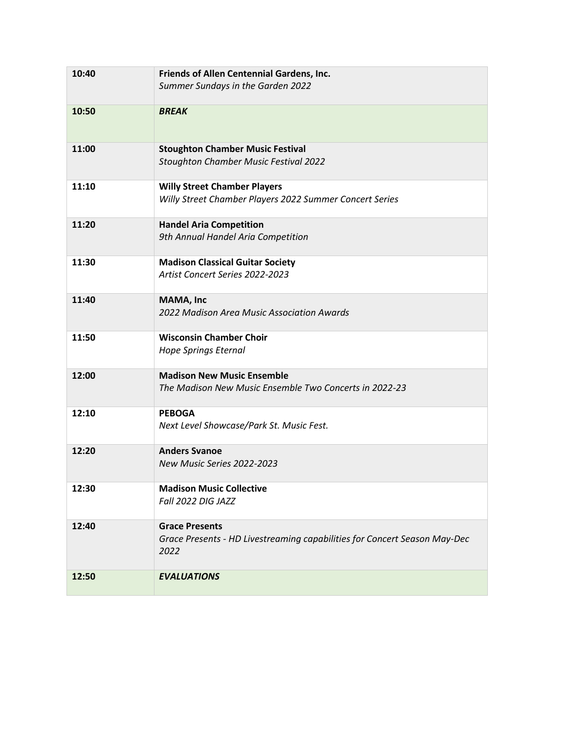| | |
|---|---|
| 10:40 | **Friends of Allen Centennial Gardens, Inc.**<br>*Summer Sundays in the Garden 2022* |
| 10:50 | ***BREAK*** |
| 11:00 | **Stoughton Chamber Music Festival**<br>*Stoughton Chamber Music Festival 2022* |
| 11:10 | **Willy Street Chamber Players**<br>*Willy Street Chamber Players 2022 Summer Concert Series* |
| 11:20 | **Handel Aria Competition**<br>*9th Annual Handel Aria Competition* |
| 11:30 | **Madison Classical Guitar Society**<br>*Artist Concert Series 2022-2023* |
| 11:40 | **MAMA, Inc**<br>*2022 Madison Area Music Association Awards* |
| 11:50 | **Wisconsin Chamber Choir**<br>*Hope Springs Eternal* |
| 12:00 | **Madison New Music Ensemble**<br>*The Madison New Music Ensemble Two Concerts in 2022-23* |
| 12:10 | **PEBOGA**<br>*Next Level Showcase/Park St. Music Fest.* |
| 12:20 | **Anders Svanoe**<br>*New Music Series 2022-2023* |
| 12:30 | **Madison Music Collective**<br>*Fall 2022 DIG JAZZ* |
| 12:40 | **Grace Presents**<br>*Grace Presents - HD Livestreaming capabilities for Concert Season May-Dec 2022* |
| 12:50 | ***EVALUATIONS*** |